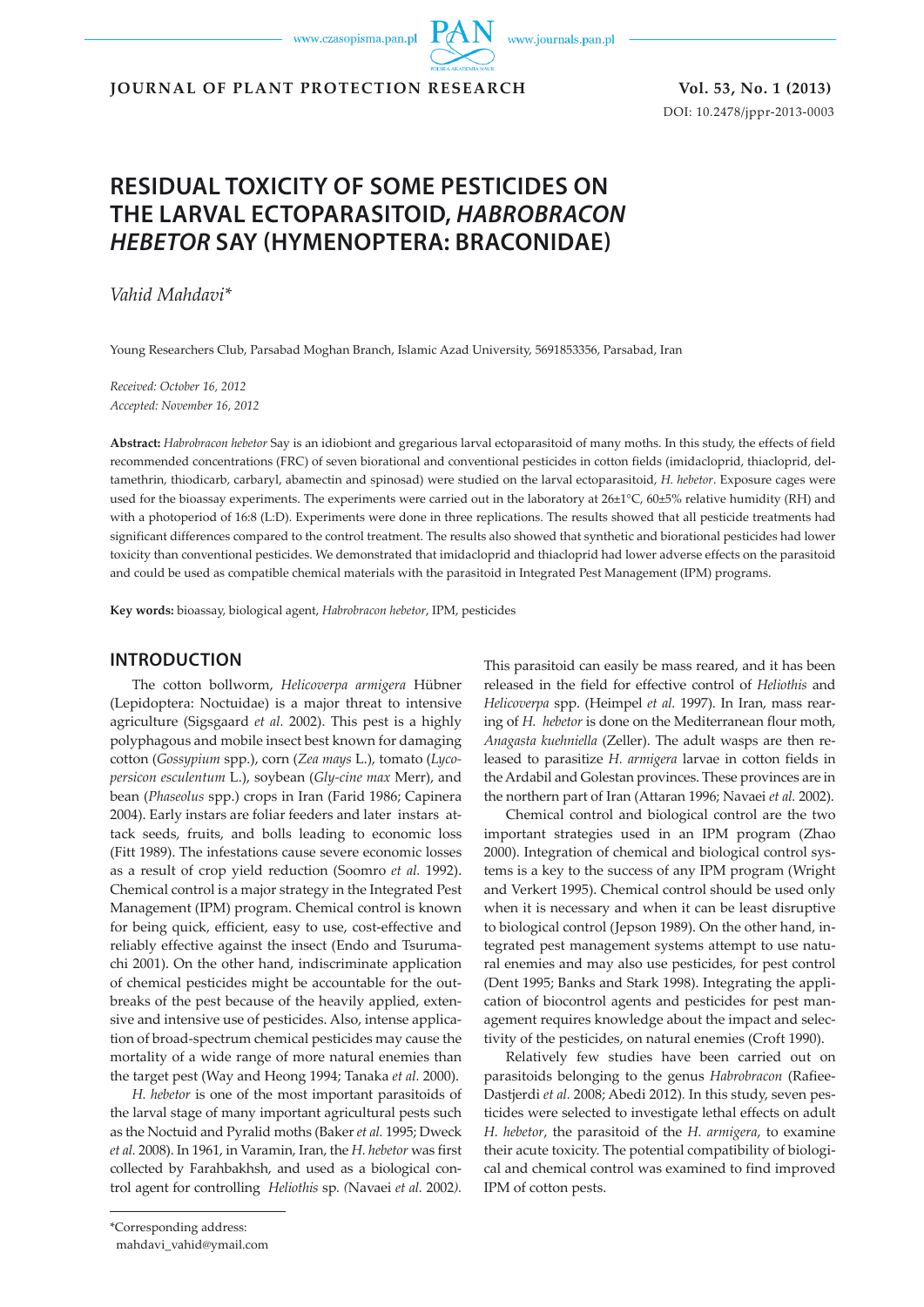# RESIDUAL TOXICITY OF SOME PESTICIDES ON THE LARVAL ECTOPARASITOID, *HABROBRACON HEBETOR* SAY (HYMENOPTERA: BRACONIDAE)

*Vahid Mahdavi\**

Young Researchers Club, Parsabad Moghan Branch, Islamic Azad University, 5691853356, Parsabad, Iran

*Received: October 16, 2012*
*Accepted: November 16, 2012*

**Abstract:** *Habrobracon hebetor* Say is an idiobiont and gregarious larval ectoparasitoid of many moths. In this study, the effects of field recommended concentrations (FRC) of seven biorational and conventional pesticides in cotton fields (imidacloprid, thiacloprid, deltamethrin, thiodicarb, carbaryl, abamectin and spinosad) were studied on the larval ectoparasitoid, *H. hebetor*. Exposure cages were used for the bioassay experiments. The experiments were carried out in the laboratory at 26±1°C, 60±5% relative humidity (RH) and with a photoperiod of 16:8 (L:D). Experiments were done in three replications. The results showed that all pesticide treatments had significant differences compared to the control treatment. The results also showed that synthetic and biorational pesticides had lower toxicity than conventional pesticides. We demonstrated that imidacloprid and thiacloprid had lower adverse effects on the parasitoid and could be used as compatible chemical materials with the parasitoid in Integrated Pest Management (IPM) programs.

**Key words:** bioassay, biological agent, *Habrobracon hebetor*, IPM, pesticides

## INTRODUCTION

The cotton bollworm, *Helicoverpa armigera* Hübner (Lepidoptera: Noctuidae) is a major threat to intensive agriculture (Sigsgaard *et al.* 2002). This pest is a highly polyphagous and mobile insect best known for damaging cotton (*Gossypium* spp.), corn (*Zea mays* L.), tomato (*Lycopersicon esculentum* L.), soybean (*Gly-cine max* Merr), and bean (*Phaseolus* spp.) crops in Iran (Farid 1986; Capinera 2004). Early instars are foliar feeders and later instars attack seeds, fruits, and bolls leading to economic loss (Fitt 1989). The infestations cause severe economic losses as a result of crop yield reduction (Soomro *et al.* 1992). Chemical control is a major strategy in the Integrated Pest Management (IPM) program. Chemical control is known for being quick, efficient, easy to use, cost-effective and reliably effective against the insect (Endo and Tsurumachi 2001). On the other hand, indiscriminate application of chemical pesticides might be accountable for the outbreaks of the pest because of the heavily applied, extensive and intensive use of pesticides. Also, intense application of broad-spectrum chemical pesticides may cause the mortality of a wide range of more natural enemies than the target pest (Way and Heong 1994; Tanaka *et al.* 2000).

*H. hebetor* is one of the most important parasitoids of the larval stage of many important agricultural pests such as the Noctuid and Pyralid moths (Baker *et al.* 1995; Dweck *et al.* 2008). In 1961, in Varamin, Iran, the *H. hebetor* was first collected by Farahbakhsh, and used as a biological control agent for controlling *Heliothis* sp. (Navaei *et al.* 2002). This parasitoid can easily be mass reared, and it has been released in the field for effective control of *Heliothis* and *Helicoverpa* spp. (Heimpel *et al.* 1997). In Iran, mass rearing of *H. hebetor* is done on the Mediterranean flour moth, *Anagasta kuehniella* (Zeller). The adult wasps are then released to parasitize *H. armigera* larvae in cotton fields in the Ardabil and Golestan provinces. These provinces are in the northern part of Iran (Attaran 1996; Navaei *et al.* 2002).

Chemical control and biological control are the two important strategies used in an IPM program (Zhao 2000). Integration of chemical and biological control systems is a key to the success of any IPM program (Wright and Verkert 1995). Chemical control should be used only when it is necessary and when it can be least disruptive to biological control (Jepson 1989). On the other hand, integrated pest management systems attempt to use natural enemies and may also use pesticides, for pest control (Dent 1995; Banks and Stark 1998). Integrating the application of biocontrol agents and pesticides for pest management requires knowledge about the impact and selectivity of the pesticides, on natural enemies (Croft 1990).

Relatively few studies have been carried out on parasitoids belonging to the genus *Habrobracon* (Rafiee-Dastjerdi *et al.* 2008; Abedi 2012). In this study, seven pesticides were selected to investigate lethal effects on adult *H. hebetor*, the parasitoid of the *H. armigera*, to examine their acute toxicity. The potential compatibility of biological and chemical control was examined to find improved IPM of cotton pests.

\*Corresponding address:
mahdavi_vahid@ymail.com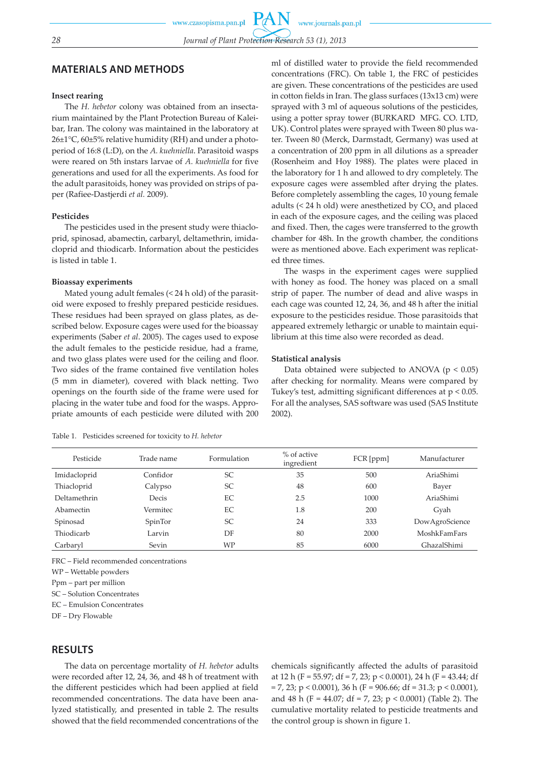## MATERIALS AND METHODS

### Insect rearing

The *H. hebetor* colony was obtained from an insectarium maintained by the Plant Protection Bureau of Kaleibar, Iran. The colony was maintained in the laboratory at 26±1°C, 60±5% relative humidity (RH) and under a photoperiod of 16:8 (L:D), on the *A. kuehniella*. Parasitoid wasps were reared on 5th instars larvae of *A. kuehniella* for five generations and used for all the experiments. As food for the adult parasitoids, honey was provided on strips of paper (Rafiee-Dastjerdi *et al.* 2009).

### Pesticides

The pesticides used in the present study were thiacloprid, spinosad, abamectin, carbaryl, deltamethrin, imidacloprid and thiodicarb. Information about the pesticides is listed in table 1.

### Bioassay experiments

Mated young adult females (< 24 h old) of the parasitoid were exposed to freshly prepared pesticide residues. These residues had been sprayed on glass plates, as described below. Exposure cages were used for the bioassay experiments (Saber *et al*. 2005). The cages used to expose the adult females to the pesticide residue, had a frame, and two glass plates were used for the ceiling and floor. Two sides of the frame contained five ventilation holes (5 mm in diameter), covered with black netting. Two openings on the fourth side of the frame were used for placing in the water tube and food for the wasps. Appropriate amounts of each pesticide were diluted with 200 ml of distilled water to provide the field recommended concentrations (FRC). On table 1, the FRC of pesticides are given. These concentrations of the pesticides are used in cotton fields in Iran. The glass surfaces (13x13 cm) were sprayed with 3 ml of aqueous solutions of the pesticides, using a potter spray tower (BURKARD MFG. CO. LTD, UK). Control plates were sprayed with Tween 80 plus water. Tween 80 (Merck, Darmstadt, Germany) was used at a concentration of 200 ppm in all dilutions as a spreader (Rosenheim and Hoy 1988). The plates were placed in the laboratory for 1 h and allowed to dry completely. The exposure cages were assembled after drying the plates. Before completely assembling the cages, 10 young female adults (< 24 h old) were anesthetized by $CO_2$ and placed in each of the exposure cages, and the ceiling was placed and fixed. Then, the cages were transferred to the growth chamber for 48h. In the growth chamber, the conditions were as mentioned above. Each experiment was replicated three times.

The wasps in the experiment cages were supplied with honey as food. The honey was placed on a small strip of paper. The number of dead and alive wasps in each cage was counted 12, 24, 36, and 48 h after the initial exposure to the pesticides residue. Those parasitoids that appeared extremely lethargic or unable to maintain equilibrium at this time also were recorded as dead.

### Statistical analysis

Data obtained were subjected to ANOVA ($p < 0.05$) after checking for normality. Means were compared by Tukey's test, admitting significant differences at $p < 0.05$. For all the analyses, SAS software was used (SAS Institute 2002).

Table 1. Pesticides screened for toxicity to *H. hebetor*

| Pesticide | Trade name | Formulation | % of active ingredient | FCR [ppm] | Manufacturer |
|---|---|---|---|---|---|
| Imidacloprid | Confidor | SC | 35 | 500 | AriaShimi |
| Thiacloprid | Calypso | SC | 48 | 600 | Bayer |
| Deltamethrin | Decis | EC | 2.5 | 1000 | AriaShimi |
| Abamectin | Vermitec | EC | 1.8 | 200 | Gyah |
| Spinosad | SpinTor | SC | 24 | 333 | DowAgroScience |
| Thiodicarb | Larvin | DF | 80 | 2000 | MoshkFamFars |
| Carbaryl | Sevin | WP | 85 | 6000 | GhazalShimi |

FRC – Field recommended concentrations
WP – Wettable powders
Ppm – part per million
SC – Solution Concentrates
EC – Emulsion Concentrates
DF – Dry Flowable

## RESULTS

The data on percentage mortality of *H. hebetor* adults were recorded after 12, 24, 36, and 48 h of treatment with the different pesticides which had been applied at field recommended concentrations. The data have been analyzed statistically, and presented in table 2. The results showed that the field recommended concentrations of the chemicals significantly affected the adults of parasitoid at 12 h ($F = 55.97$; $df = 7, 23$; $p < 0.0001$), 24 h ($F = 43.44$; $df = 7, 23$; $p < 0.0001$), 36 h ($F = 906.66$; $df = 31.3$; $p < 0.0001$), and 48 h ($F = 44.07$; $df = 7, 23$; $p < 0.0001$) (Table 2). The cumulative mortality related to pesticide treatments and the control group is shown in figure 1.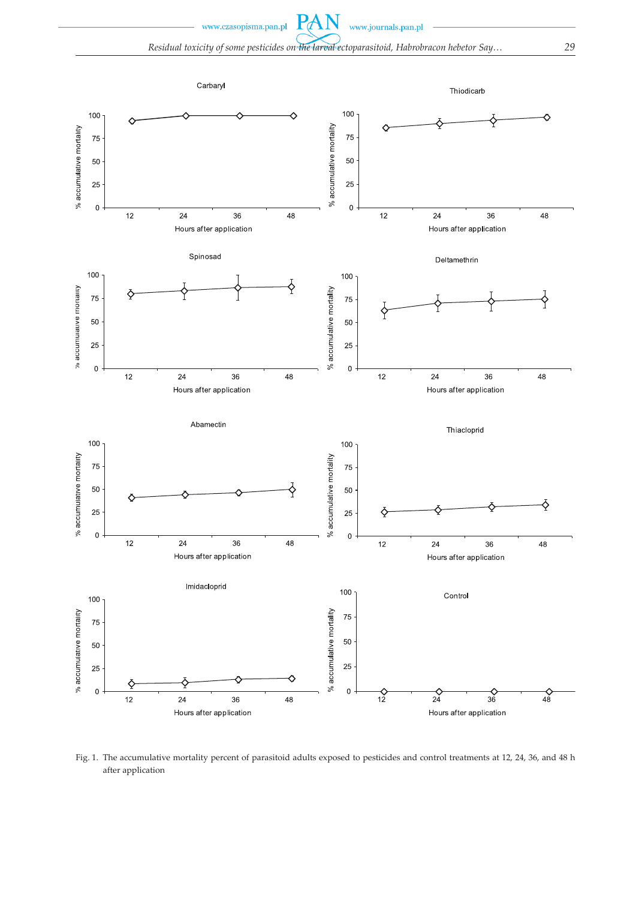Fig. 1. The accumulative mortality percent of parasitoid adults exposed to pesticides and control treatments at 12, 24, 36, and 48 h after application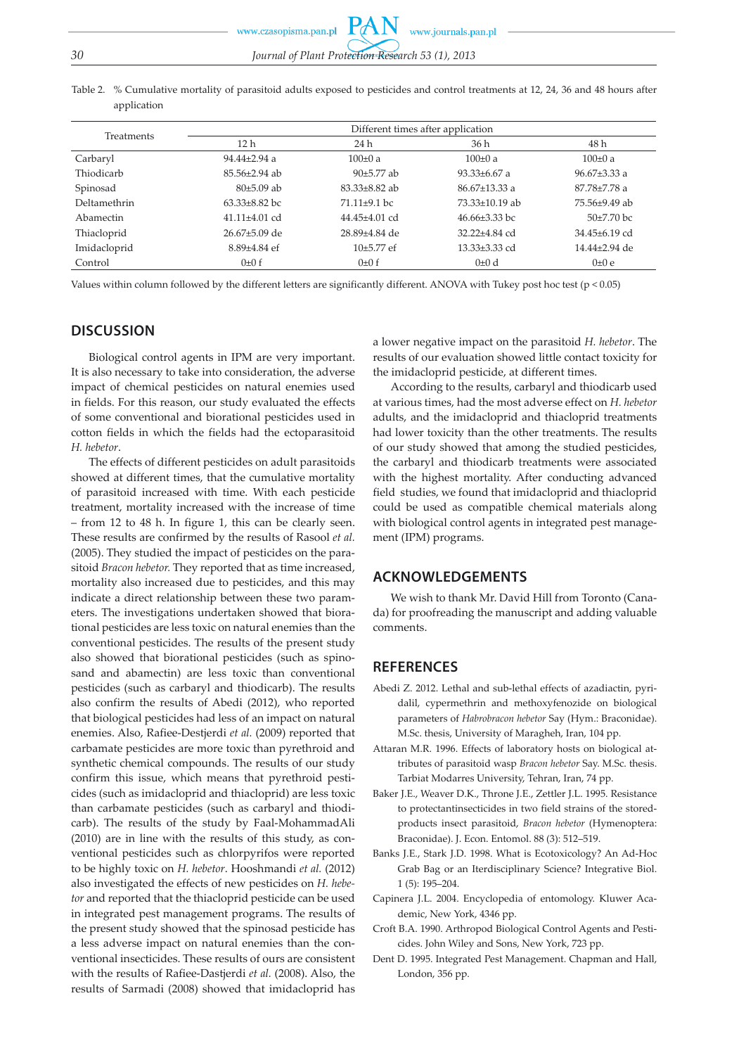Table 2. % Cumulative mortality of parasitoid adults exposed to pesticides and control treatments at 12, 24, 36 and 48 hours after application

| Treatments | Different times after application | | | |
|---|---|---|---|---|
| | 12 h | 24 h | 36 h | 48 h |
| Carbaryl | 94.44±2.94 a | 100±0 a | 100±0 a | 100±0 a |
| Thiodicarb | 85.56±2.94 ab | 90±5.77 ab | 93.33±6.67 a | 96.67±3.33 a |
| Spinosad | 80±5.09 ab | 83.33±8.82 ab | 86.67±13.33 a | 87.78±7.78 a |
| Deltamethrin | 63.33±8.82 bc | 71.11±9.1 bc | 73.33±10.19 ab | 75.56±9.49 ab |
| Abamectin | 41.11±4.01 cd | 44.45±4.01 cd | 46.66±3.33 bc | 50±7.70 bc |
| Thiacloprid | 26.67±5.09 de | 28.89±4.84 de | 32.22±4.84 cd | 34.45±6.19 cd |
| Imidacloprid | 8.89±4.84 ef | 10±5.77 ef | 13.33±3.33 cd | 14.44±2.94 de |
| Control | 0±0 f | 0±0 f | 0±0 d | 0±0 e |

Values within column followed by the different letters are significantly different. ANOVA with Tukey post hoc test ($p < 0.05$)

## DISCUSSION

Biological control agents in IPM are very important. It is also necessary to take into consideration, the adverse impact of chemical pesticides on natural enemies used in fields. For this reason, our study evaluated the effects of some conventional and biorational pesticides used in cotton fields in which the fields had the ectoparasitoid *H. hebetor*.

The effects of different pesticides on adult parasitoids showed at different times, that the cumulative mortality of parasitoid increased with time. With each pesticide treatment, mortality increased with the increase of time – from 12 to 48 h. In figure 1, this can be clearly seen. These results are confirmed by the results of Rasool *et al.* (2005). They studied the impact of pesticides on the parasitoid *Bracon hebetor.* They reported that as time increased, mortality also increased due to pesticides, and this may indicate a direct relationship between these two parameters. The investigations undertaken showed that biorational pesticides are less toxic on natural enemies than the conventional pesticides. The results of the present study also showed that biorational pesticides (such as spinosand and abamectin) are less toxic than conventional pesticides (such as carbaryl and thiodicarb). The results also confirm the results of Abedi (2012), who reported that biological pesticides had less of an impact on natural enemies. Also, Rafiee-Destjerdi *et al.* (2009) reported that carbamate pesticides are more toxic than pyrethroid and synthetic chemical compounds. The results of our study confirm this issue, which means that pyrethroid pesticides (such as imidacloprid and thiacloprid) are less toxic than carbamate pesticides (such as carbaryl and thiodicarb). The results of the study by Faal-MohammadAli (2010) are in line with the results of this study, as conventional pesticides such as chlorpyrifos were reported to be highly toxic on *H. hebetor*. Hooshmandi *et al.* (2012) also investigated the effects of new pesticides on *H. hebetor* and reported that the thiacloprid pesticide can be used in integrated pest management programs. The results of the present study showed that the spinosad pesticide has a less adverse impact on natural enemies than the conventional insecticides. These results of ours are consistent with the results of Rafiee-Dastjerdi *et al.* (2008). Also, the results of Sarmadi (2008) showed that imidacloprid has a lower negative impact on the parasitoid *H. hebetor*. The results of our evaluation showed little contact toxicity for the imidacloprid pesticide, at different times.

According to the results, carbaryl and thiodicarb used at various times, had the most adverse effect on *H. hebetor* adults, and the imidacloprid and thiacloprid treatments had lower toxicity than the other treatments. The results of our study showed that among the studied pesticides, the carbaryl and thiodicarb treatments were associated with the highest mortality. After conducting advanced field studies, we found that imidacloprid and thiacloprid could be used as compatible chemical materials along with biological control agents in integrated pest management (IPM) programs.

## ACKNOWLEDGEMENTS

We wish to thank Mr. David Hill from Toronto (Canada) for proofreading the manuscript and adding valuable comments.

## REFERENCES

Abedi Z. 2012. Lethal and sub-lethal effects of azadiactin, pyridalil, cypermethrin and methoxyfenozide on biological parameters of *Habrobracon hebetor* Say (Hym.: Braconidae). M.Sc. thesis, University of Maragheh, Iran, 104 pp.

Attaran M.R. 1996. Effects of laboratory hosts on biological attributes of parasitoid wasp *Bracon hebetor* Say. M.Sc. thesis. Tarbiat Modarres University, Tehran, Iran, 74 pp.

Baker J.E., Weaver D.K., Throne J.E., Zettler J.L. 1995. Resistance to protectantinsecticides in two field strains of the stored-products insect parasitoid, *Bracon hebetor* (Hymenoptera: Braconidae). J. Econ. Entomol. 88 (3): 512–519.

Banks J.E., Stark J.D. 1998. What is Ecotoxicology? An Ad-Hoc Grab Bag or an Iterdisciplinary Science? Integrative Biol. 1 (5): 195–204.

Capinera J.L. 2004. Encyclopedia of entomology. Kluwer Academic, New York, 4346 pp.

Croft B.A. 1990. Arthropod Biological Control Agents and Pesticides. John Wiley and Sons, New York, 723 pp.

Dent D. 1995. Integrated Pest Management. Chapman and Hall, London, 356 pp.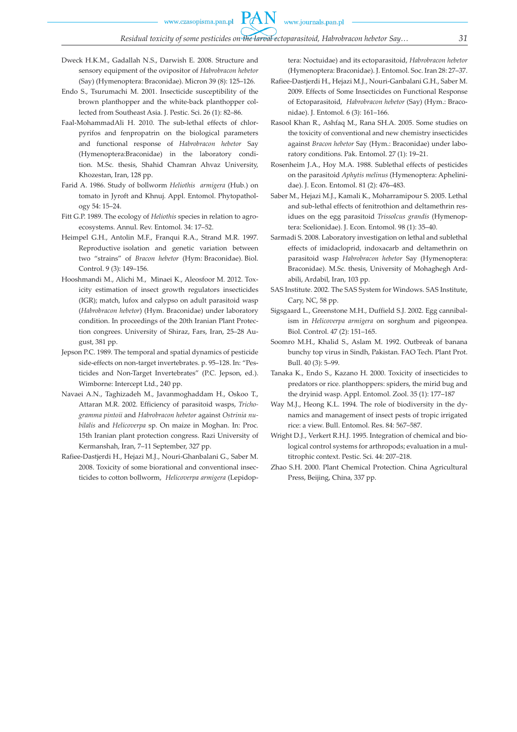Dweck H.K.M., Gadallah N.S., Darwish E. 2008. Structure and sensory equipment of the ovipositor of *Habrobracon hebetor* (Say) (Hymenoptera: Braconidae). Micron 39 (8): 125–126.

Endo S., Tsurumachi M. 2001. Insecticide susceptibility of the brown planthopper and the white-back planthopper collected from Southeast Asia. J. Pestic. Sci. 26 (1): 82–86.

Faal-MohammadAli H. 2010. The sub-lethal effects of chlorpyrifos and fenpropatrin on the biological parameters and functional response of *Habrobracon hebetor* Say (Hymenoptera:Braconidae) in the laboratory condition. M.Sc. thesis, Shahid Chamran Ahvaz University, Khozestan, Iran, 128 pp.

Farid A. 1986. Study of bollworm *Heliothis armigera* (Hub.) on tomato in Jyroft and Khnuj. Appl. Entomol. Phytopathology 54: 15–24.

Fitt G.P. 1989. The ecology of *Heliothis* species in relation to agroecosystems. Annul. Rev. Entomol. 34: 17–52.

Heimpel G.H., Antolin M.F., Franqui R.A., Strand M.R. 1997. Reproductive isolation and genetic variation between two "strains" of *Bracon hebetor* (Hym: Braconidae). Biol. Control. 9 (3): 149–156.

Hooshmandi M., Alichi M., Minaei K., Aleosfoor M. 2012. Toxicity estimation of insect growth regulators insecticides (IGR); match, lufox and calypso on adult parasitoid wasp (*Habrobracon hebetor*) (Hym. Braconidae) under laboratory condition. In proceedings of the 20th Iranian Plant Protection congrees. University of Shiraz, Fars, Iran, 25–28 August, 381 pp.

Jepson P.C. 1989. The temporal and spatial dynamics of pesticide side-effects on non-target invertebrates. p. 95–128. In: "Pesticides and Non-Target Invertebrates" (P.C. Jepson, ed.). Wimborne: Intercept Ltd., 240 pp.

Navaei A.N., Taghizadeh M., Javanmoghaddam H., Oskoo T., Attaran M.R. 2002. Efficiency of parasitoid wasps, *Trichogramma pintoii* and *Habrobracon hebetor* against *Ostrinia nubilalis* and *Helicoverpa* sp. On maize in Moghan. In: Proc. 15th Iranian plant protection congress. Razi University of Kermanshah, Iran, 7–11 September, 327 pp.

Rafiee-Dastjerdi H., Hejazi M.J., Nouri-Ghanbalani G., Saber M. 2008. Toxicity of some biorational and conventional insecticides to cotton bollworm, *Helicoverpa armigera* (Lepidoptera: Noctuidae) and its ectoparasitoid, *Habrobracon hebetor* (Hymenoptera: Braconidae). J. Entomol. Soc. Iran 28: 27–37.

Rafiee-Dastjerdi H., Hejazi M.J., Nouri-Ganbalani G.H., Saber M. 2009. Effects of Some Insecticides on Functional Response of Ectoparasitoid, *Habrobracon hebetor* (Say) (Hym.: Braconidae). J. Entomol. 6 (3): 161–166.

Rasool Khan R., Ashfaq M., Rana SH.A. 2005. Some studies on the toxicity of conventional and new chemistry insecticides against *Bracon hebetor* Say (Hym.: Braconidae) under laboratory conditions. Pak. Entomol. 27 (1): 19–21.

Rosenheim J.A., Hoy M.A. 1988. Sublethal effects of pesticides on the parasitoid *Aphytis melinus* (Hymenoptera: Aphelinidae). J. Econ. Entomol. 81 (2): 476–483.

Saber M., Hejazi M.J., Kamali K., Moharramipour S. 2005. Lethal and sub-lethal effects of fenitrothion and deltamethrin residues on the egg parasitoid *Trissolcus grandis* (Hymenoptera: Scelionidae). J. Econ. Entomol. 98 (1): 35–40.

Sarmadi S. 2008. Laboratory investigation on lethal and sublethal effects of imidacloprid, indoxacarb and deltamethrin on parasitoid wasp *Habrobracon hebetor* Say (Hymenoptera: Braconidae). M.Sc. thesis, University of Mohaghegh Ardabili, Ardabil, Iran, 103 pp.

SAS Institute. 2002. The SAS System for Windows. SAS Institute, Cary, NC, 58 pp.

Sigsgaard L., Greenstone M.H., Duffield S.J. 2002. Egg cannibalism in *Helicoverpa armigera* on sorghum and pigeonpea. Biol. Control. 47 (2): 151–165.

Soomro M.H., Khalid S., Aslam M. 1992. Outbreak of banana bunchy top virus in Sindh, Pakistan. FAO Tech. Plant Prot. Bull. 40 (3): 5–99.

Tanaka K., Endo S., Kazano H. 2000. Toxicity of insecticides to predators or rice. planthoppers: spiders, the mirid bug and the dryinid wasp. Appl. Entomol. Zool. 35 (1): 177–187

Way M.J., Heong K.L. 1994. The role of biodiversity in the dynamics and management of insect pests of tropic irrigated rice: a view. Bull. Entomol. Res. 84: 567–587.

Wright D.J., Verkert R.H.J. 1995. Integration of chemical and biological control systems for arthropods; evaluation in a multitrophic context. Pestic. Sci. 44: 207–218.

Zhao S.H. 2000. Plant Chemical Protection. China Agricultural Press, Beijing, China, 337 pp.